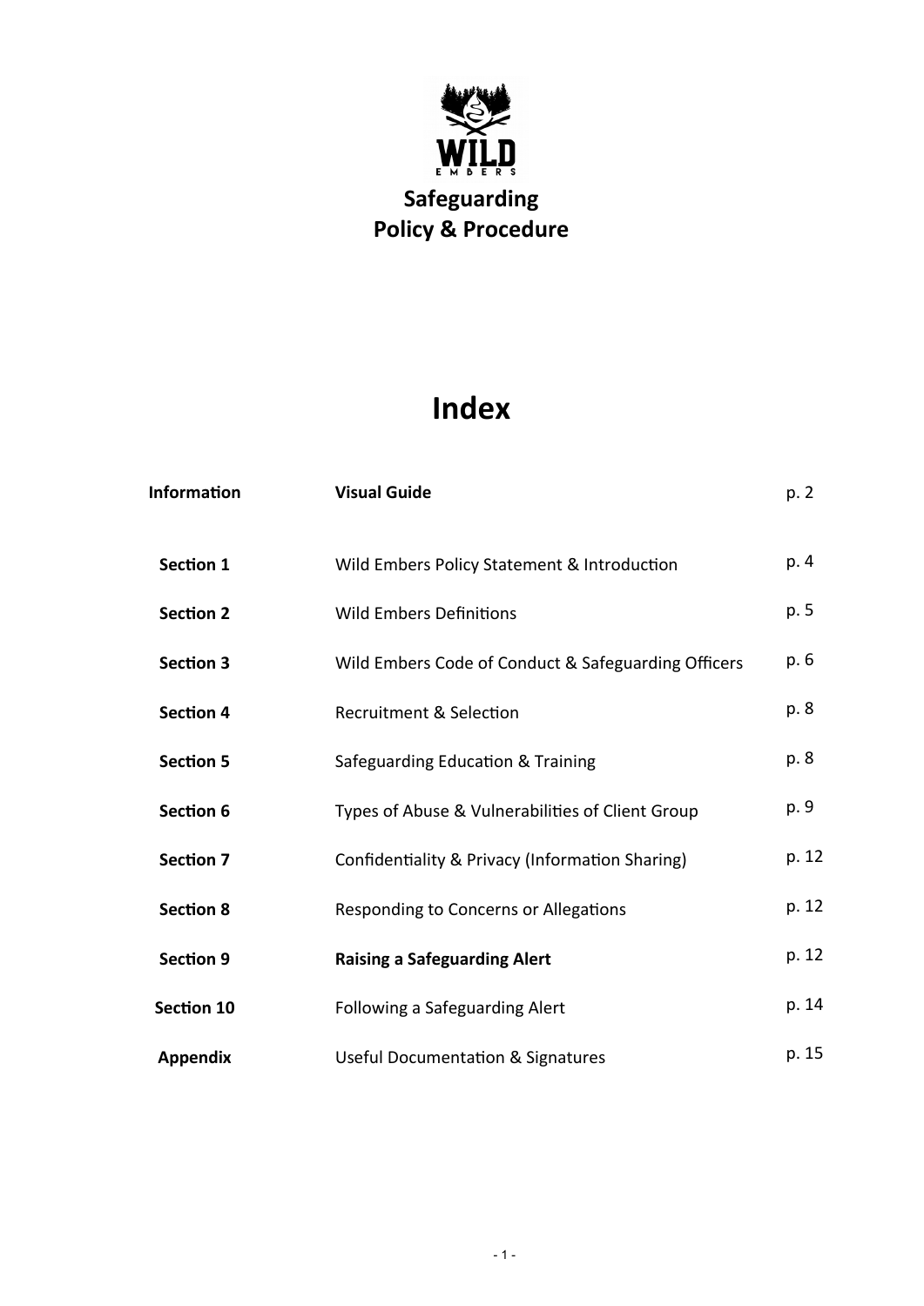# Safeguarding Policy & Procedure

## Index

| | | |
|---|---|---|
| **Information** | **Visual Guide** | p. 2 |
| **Section 1** | Wild Embers Policy Statement & Introduction | p. 4 |
| **Section 2** | Wild Embers Definitions | p. 5 |
| **Section 3** | Wild Embers Code of Conduct & Safeguarding Officers | p. 6 |
| **Section 4** | Recruitment & Selection | p. 8 |
| **Section 5** | Safeguarding Education & Training | p. 8 |
| **Section 6** | Types of Abuse & Vulnerabilities of Client Group | p. 9 |
| **Section 7** | Confidentiality & Privacy (Information Sharing) | p. 12 |
| **Section 8** | Responding to Concerns or Allegations | p. 12 |
| **Section 9** | **Raising a Safeguarding Alert** | p. 12 |
| **Section 10** | Following a Safeguarding Alert | p. 14 |
| **Appendix** | Useful Documentation & Signatures | p. 15 |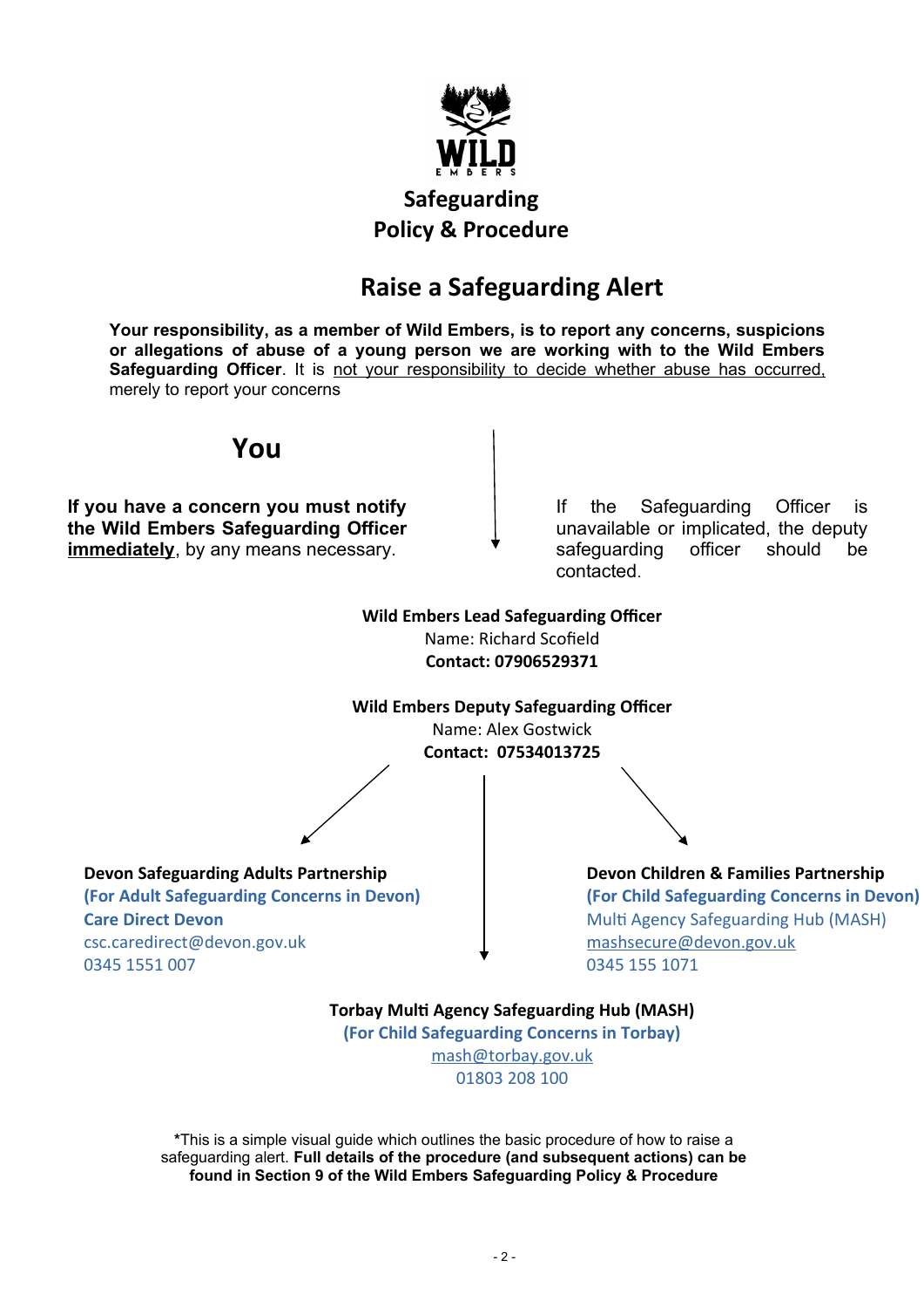# Safeguarding Policy & Procedure

## Raise a Safeguarding Alert

**Your responsibility, as a member of Wild Embers, is to report any concerns, suspicions or allegations of abuse of a young person we are working with to the Wild Embers Safeguarding Officer**. It is not your responsibility to decide whether abuse has occurred, merely to report your concerns

### You

**If you have a concern you must notify the Wild Embers Safeguarding Officer immediately**, by any means necessary.

If the Safeguarding Officer is unavailable or implicated, the deputy safeguarding officer should be contacted.

**Wild Embers Lead Safeguarding Officer**
Name: Richard Scofield
**Contact: 07906529371**

**Wild Embers Deputy Safeguarding Officer**
Name: Alex Gostwick
**Contact: 07534013725**

**Devon Safeguarding Adults Partnership**
**(For Adult Safeguarding Concerns in Devon)**
**Care Direct Devon**
csc.caredirect@devon.gov.uk
0345 1551 007

**Devon Children & Families Partnership**
**(For Child Safeguarding Concerns in Devon)**
Multi Agency Safeguarding Hub (MASH)
mashsecure@devon.gov.uk
0345 155 1071

**Torbay Multi Agency Safeguarding Hub (MASH)**
**(For Child Safeguarding Concerns in Torbay)**
mash@torbay.gov.uk
01803 208 100

*This is a simple visual guide which outlines the basic procedure of how to raise a safeguarding alert. **Full details of the procedure (and subsequent actions) can be found in Section 9 of the Wild Embers Safeguarding Policy & Procedure**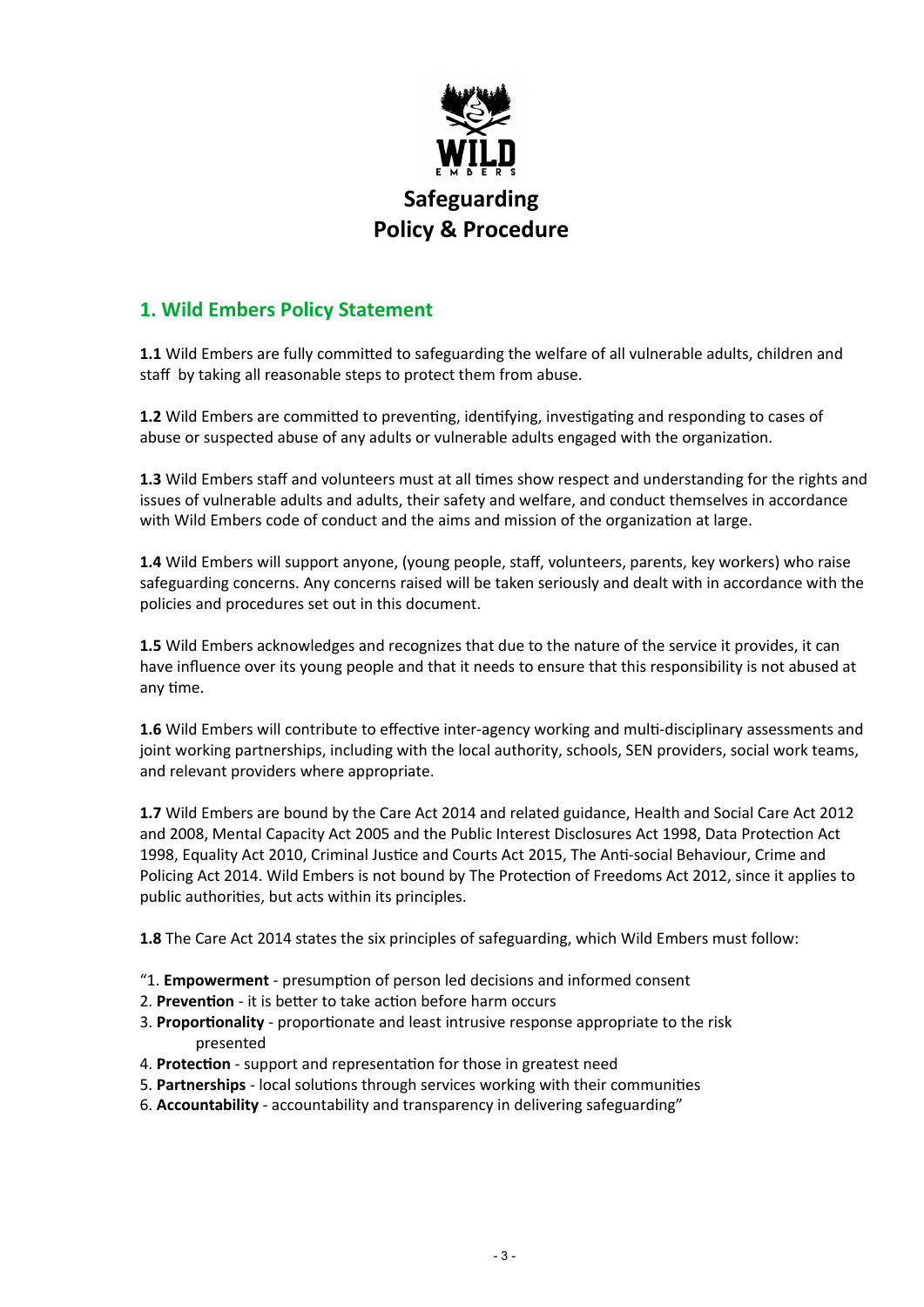# Safeguarding Policy & Procedure

## 1. Wild Embers Policy Statement

**1.1** Wild Embers are fully committed to safeguarding the welfare of all vulnerable adults, children and staff by taking all reasonable steps to protect them from abuse.

**1.2** Wild Embers are committed to preventing, identifying, investigating and responding to cases of abuse or suspected abuse of any adults or vulnerable adults engaged with the organization.

**1.3** Wild Embers staff and volunteers must at all times show respect and understanding for the rights and issues of vulnerable adults and adults, their safety and welfare, and conduct themselves in accordance with Wild Embers code of conduct and the aims and mission of the organization at large.

**1.4** Wild Embers will support anyone, (young people, staff, volunteers, parents, key workers) who raise safeguarding concerns. Any concerns raised will be taken seriously and dealt with in accordance with the policies and procedures set out in this document.

**1.5** Wild Embers acknowledges and recognizes that due to the nature of the service it provides, it can have influence over its young people and that it needs to ensure that this responsibility is not abused at any time.

**1.6** Wild Embers will contribute to effective inter-agency working and multi-disciplinary assessments and joint working partnerships, including with the local authority, schools, SEN providers, social work teams, and relevant providers where appropriate.

**1.7** Wild Embers are bound by the Care Act 2014 and related guidance, Health and Social Care Act 2012 and 2008, Mental Capacity Act 2005 and the Public Interest Disclosures Act 1998, Data Protection Act 1998, Equality Act 2010, Criminal Justice and Courts Act 2015, The Anti-social Behaviour, Crime and Policing Act 2014. Wild Embers is not bound by The Protection of Freedoms Act 2012, since it applies to public authorities, but acts within its principles.

**1.8** The Care Act 2014 states the six principles of safeguarding, which Wild Embers must follow:

"1. **Empowerment** - presumption of person led decisions and informed consent
2. **Prevention** - it is better to take action before harm occurs
3. **Proportionality** - proportionate and least intrusive response appropriate to the risk presented
4. **Protection** - support and representation for those in greatest need
5. **Partnerships** - local solutions through services working with their communities
6. **Accountability** - accountability and transparency in delivering safeguarding"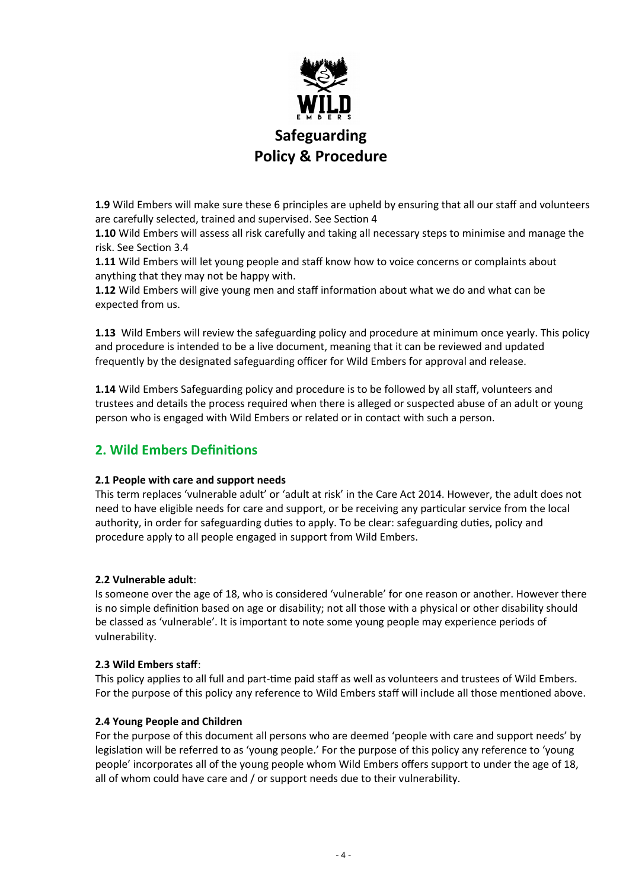**1.9** Wild Embers will make sure these 6 principles are upheld by ensuring that all our staff and volunteers are carefully selected, trained and supervised. See Section 4

**1.10** Wild Embers will assess all risk carefully and taking all necessary steps to minimise and manage the risk. See Section 3.4

**1.11** Wild Embers will let young people and staff know how to voice concerns or complaints about anything that they may not be happy with.

**1.12** Wild Embers will give young men and staff information about what we do and what can be expected from us.

**1.13** Wild Embers will review the safeguarding policy and procedure at minimum once yearly. This policy and procedure is intended to be a live document, meaning that it can be reviewed and updated frequently by the designated safeguarding officer for Wild Embers for approval and release.

**1.14** Wild Embers Safeguarding policy and procedure is to be followed by all staff, volunteers and trustees and details the process required when there is alleged or suspected abuse of an adult or young person who is engaged with Wild Embers or related or in contact with such a person.

## 2. Wild Embers Definitions

**2.1 People with care and support needs**

This term replaces 'vulnerable adult' or 'adult at risk' in the Care Act 2014. However, the adult does not need to have eligible needs for care and support, or be receiving any particular service from the local authority, in order for safeguarding duties to apply. To be clear: safeguarding duties, policy and procedure apply to all people engaged in support from Wild Embers.

**2.2 Vulnerable adult**:

Is someone over the age of 18, who is considered 'vulnerable' for one reason or another. However there is no simple definition based on age or disability; not all those with a physical or other disability should be classed as 'vulnerable'. It is important to note some young people may experience periods of vulnerability.

**2.3 Wild Embers staff**:

This policy applies to all full and part-time paid staff as well as volunteers and trustees of Wild Embers. For the purpose of this policy any reference to Wild Embers staff will include all those mentioned above.

**2.4 Young People and Children**

For the purpose of this document all persons who are deemed 'people with care and support needs' by legislation will be referred to as 'young people.' For the purpose of this policy any reference to 'young people' incorporates all of the young people whom Wild Embers offers support to under the age of 18, all of whom could have care and / or support needs due to their vulnerability.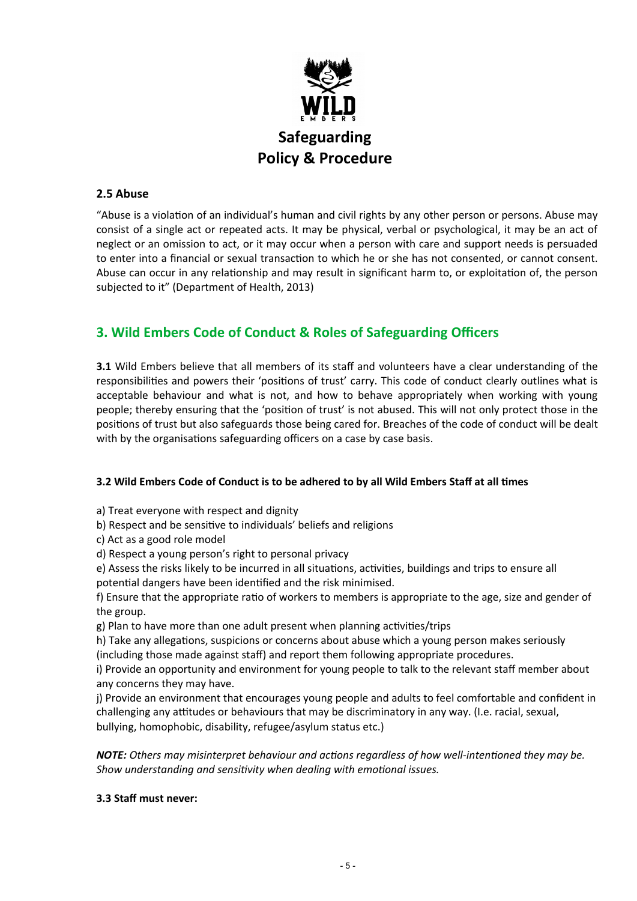## 2.5 Abuse

"Abuse is a violation of an individual's human and civil rights by any other person or persons. Abuse may consist of a single act or repeated acts. It may be physical, verbal or psychological, it may be an act of neglect or an omission to act, or it may occur when a person with care and support needs is persuaded to enter into a financial or sexual transaction to which he or she has not consented, or cannot consent. Abuse can occur in any relationship and may result in significant harm to, or exploitation of, the person subjected to it" (Department of Health, 2013)

# 3. Wild Embers Code of Conduct & Roles of Safeguarding Officers

**3.1** Wild Embers believe that all members of its staff and volunteers have a clear understanding of the responsibilities and powers their 'positions of trust' carry. This code of conduct clearly outlines what is acceptable behaviour and what is not, and how to behave appropriately when working with young people; thereby ensuring that the 'position of trust' is not abused. This will not only protect those in the positions of trust but also safeguards those being cared for. Breaches of the code of conduct will be dealt with by the organisations safeguarding officers on a case by case basis.

**3.2 Wild Embers Code of Conduct is to be adhered to by all Wild Embers Staff at all times**

a) Treat everyone with respect and dignity
b) Respect and be sensitive to individuals' beliefs and religions
c) Act as a good role model
d) Respect a young person's right to personal privacy
e) Assess the risks likely to be incurred in all situations, activities, buildings and trips to ensure all potential dangers have been identified and the risk minimised.
f) Ensure that the appropriate ratio of workers to members is appropriate to the age, size and gender of the group.
g) Plan to have more than one adult present when planning activities/trips
h) Take any allegations, suspicions or concerns about abuse which a young person makes seriously (including those made against staff) and report them following appropriate procedures.
i) Provide an opportunity and environment for young people to talk to the relevant staff member about any concerns they may have.
j) Provide an environment that encourages young people and adults to feel comfortable and confident in challenging any attitudes or behaviours that may be discriminatory in any way. (I.e. racial, sexual, bullying, homophobic, disability, refugee/asylum status etc.)

***NOTE:*** *Others may misinterpret behaviour and actions regardless of how well-intentioned they may be. Show understanding and sensitivity when dealing with emotional issues.*

**3.3 Staff must never:**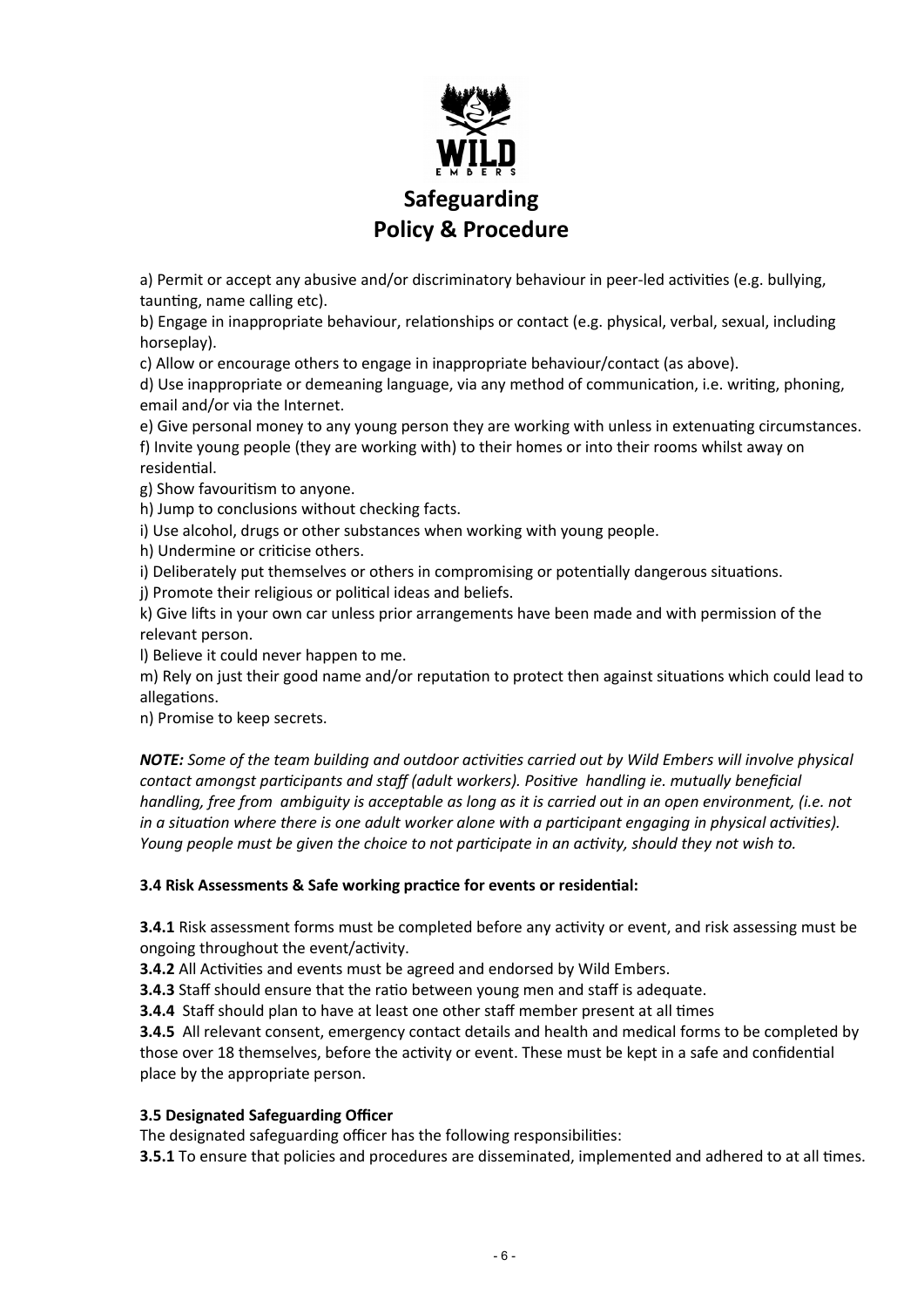a) Permit or accept any abusive and/or discriminatory behaviour in peer-led activities (e.g. bullying, taunting, name calling etc).

b) Engage in inappropriate behaviour, relationships or contact (e.g. physical, verbal, sexual, including horseplay).

c) Allow or encourage others to engage in inappropriate behaviour/contact (as above).

d) Use inappropriate or demeaning language, via any method of communication, i.e. writing, phoning, email and/or via the Internet.

e) Give personal money to any young person they are working with unless in extenuating circumstances.

f) Invite young people (they are working with) to their homes or into their rooms whilst away on residential.

g) Show favouritism to anyone.

h) Jump to conclusions without checking facts.

i) Use alcohol, drugs or other substances when working with young people.

h) Undermine or criticise others.

i) Deliberately put themselves or others in compromising or potentially dangerous situations.

j) Promote their religious or political ideas and beliefs.

k) Give lifts in your own car unless prior arrangements have been made and with permission of the relevant person.

l) Believe it could never happen to me.

m) Rely on just their good name and/or reputation to protect then against situations which could lead to allegations.

n) Promise to keep secrets.

***NOTE:*** *Some of the team building and outdoor activities carried out by Wild Embers will involve physical contact amongst participants and staff (adult workers). Positive handling ie. mutually beneficial handling, free from ambiguity is acceptable as long as it is carried out in an open environment, (i.e. not in a situation where there is one adult worker alone with a participant engaging in physical activities). Young people must be given the choice to not participate in an activity, should they not wish to.*

**3.4 Risk Assessments & Safe working practice for events or residential:**

**3.4.1** Risk assessment forms must be completed before any activity or event, and risk assessing must be ongoing throughout the event/activity.

**3.4.2** All Activities and events must be agreed and endorsed by Wild Embers.

**3.4.3** Staff should ensure that the ratio between young men and staff is adequate.

**3.4.4** Staff should plan to have at least one other staff member present at all times

**3.4.5** All relevant consent, emergency contact details and health and medical forms to be completed by those over 18 themselves, before the activity or event. These must be kept in a safe and confidential place by the appropriate person.

**3.5 Designated Safeguarding Officer**

The designated safeguarding officer has the following responsibilities:

**3.5.1** To ensure that policies and procedures are disseminated, implemented and adhered to at all times.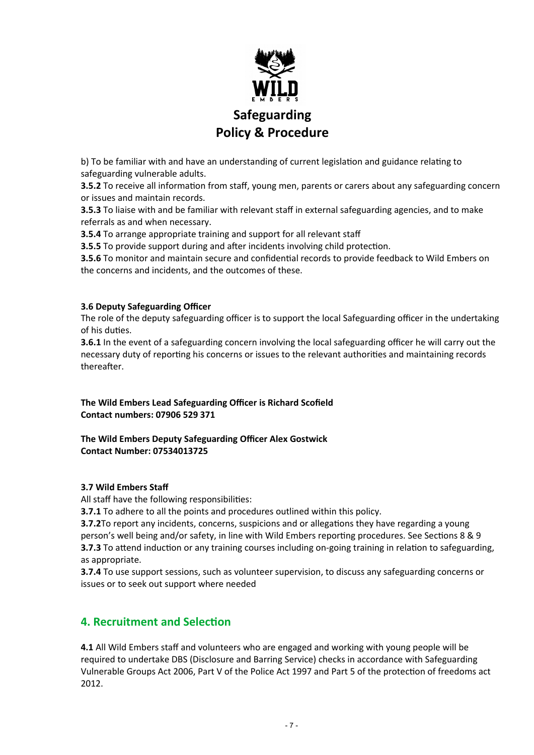b) To be familiar with and have an understanding of current legislation and guidance relating to safeguarding vulnerable adults.

**3.5.2** To receive all information from staff, young men, parents or carers about any safeguarding concern or issues and maintain records.

**3.5.3** To liaise with and be familiar with relevant staff in external safeguarding agencies, and to make referrals as and when necessary.

**3.5.4** To arrange appropriate training and support for all relevant staff

**3.5.5** To provide support during and after incidents involving child protection.

**3.5.6** To monitor and maintain secure and confidential records to provide feedback to Wild Embers on the concerns and incidents, and the outcomes of these.

**3.6 Deputy Safeguarding Officer**

The role of the deputy safeguarding officer is to support the local Safeguarding officer in the undertaking of his duties.

**3.6.1** In the event of a safeguarding concern involving the local safeguarding officer he will carry out the necessary duty of reporting his concerns or issues to the relevant authorities and maintaining records thereafter.

**The Wild Embers Lead Safeguarding Officer is Richard Scofield**
**Contact numbers: 07906 529 371**

**The Wild Embers Deputy Safeguarding Officer Alex Gostwick**
**Contact Number: 07534013725**

**3.7 Wild Embers Staff**

All staff have the following responsibilities:

**3.7.1** To adhere to all the points and procedures outlined within this policy.

**3.7.2**To report any incidents, concerns, suspicions and or allegations they have regarding a young person's well being and/or safety, in line with Wild Embers reporting procedures. See Sections 8 & 9

**3.7.3** To attend induction or any training courses including on-going training in relation to safeguarding, as appropriate.

**3.7.4** To use support sessions, such as volunteer supervision, to discuss any safeguarding concerns or issues or to seek out support where needed

## 4. Recruitment and Selection

**4.1** All Wild Embers staff and volunteers who are engaged and working with young people will be required to undertake DBS (Disclosure and Barring Service) checks in accordance with Safeguarding Vulnerable Groups Act 2006, Part V of the Police Act 1997 and Part 5 of the protection of freedoms act 2012.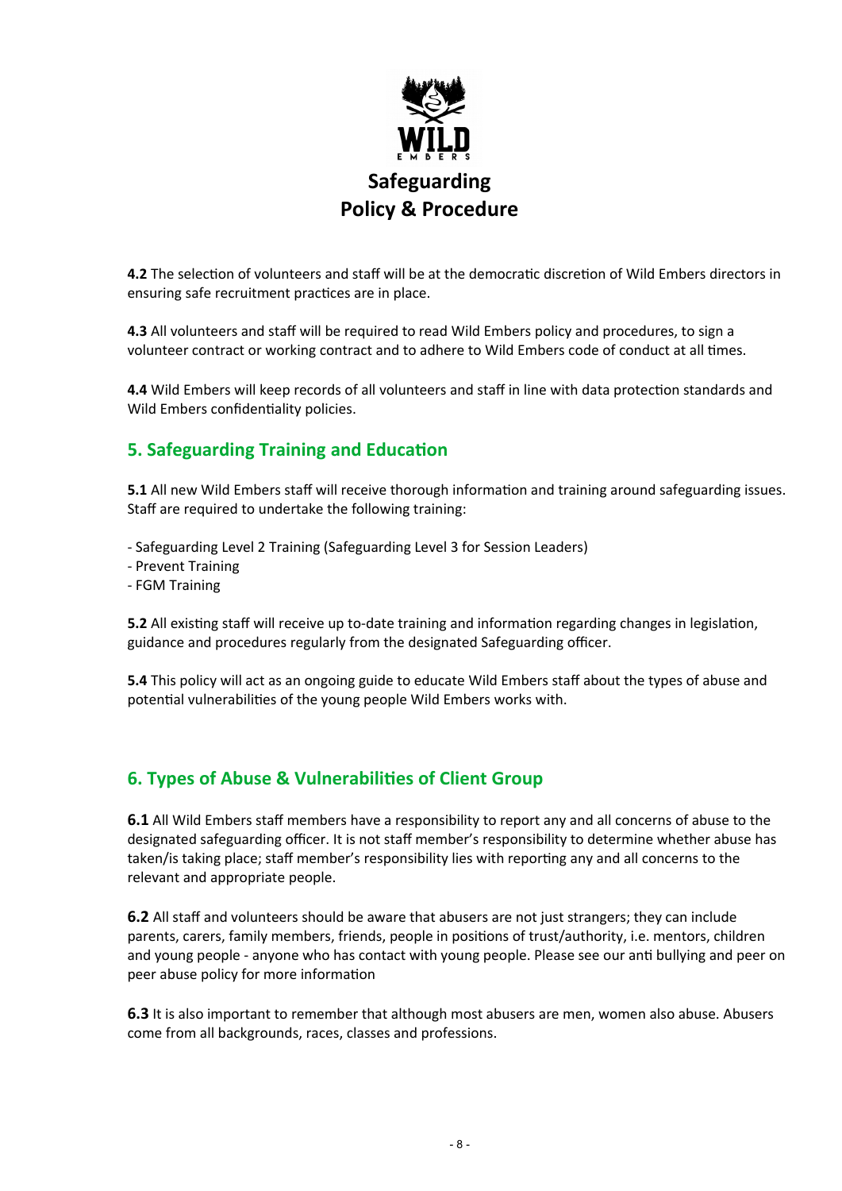**4.2** The selection of volunteers and staff will be at the democratic discretion of Wild Embers directors in ensuring safe recruitment practices are in place.

**4.3** All volunteers and staff will be required to read Wild Embers policy and procedures, to sign a volunteer contract or working contract and to adhere to Wild Embers code of conduct at all times.

**4.4** Wild Embers will keep records of all volunteers and staff in line with data protection standards and Wild Embers confidentiality policies.

## 5. Safeguarding Training and Education

**5.1** All new Wild Embers staff will receive thorough information and training around safeguarding issues. Staff are required to undertake the following training:

- Safeguarding Level 2 Training (Safeguarding Level 3 for Session Leaders)
- Prevent Training
- FGM Training

**5.2** All existing staff will receive up to-date training and information regarding changes in legislation, guidance and procedures regularly from the designated Safeguarding officer.

**5.4** This policy will act as an ongoing guide to educate Wild Embers staff about the types of abuse and potential vulnerabilities of the young people Wild Embers works with.

## 6. Types of Abuse & Vulnerabilities of Client Group

**6.1** All Wild Embers staff members have a responsibility to report any and all concerns of abuse to the designated safeguarding officer. It is not staff member's responsibility to determine whether abuse has taken/is taking place; staff member's responsibility lies with reporting any and all concerns to the relevant and appropriate people.

**6.2** All staff and volunteers should be aware that abusers are not just strangers; they can include parents, carers, family members, friends, people in positions of trust/authority, i.e. mentors, children and young people - anyone who has contact with young people. Please see our anti bullying and peer on peer abuse policy for more information

**6.3** It is also important to remember that although most abusers are men, women also abuse. Abusers come from all backgrounds, races, classes and professions.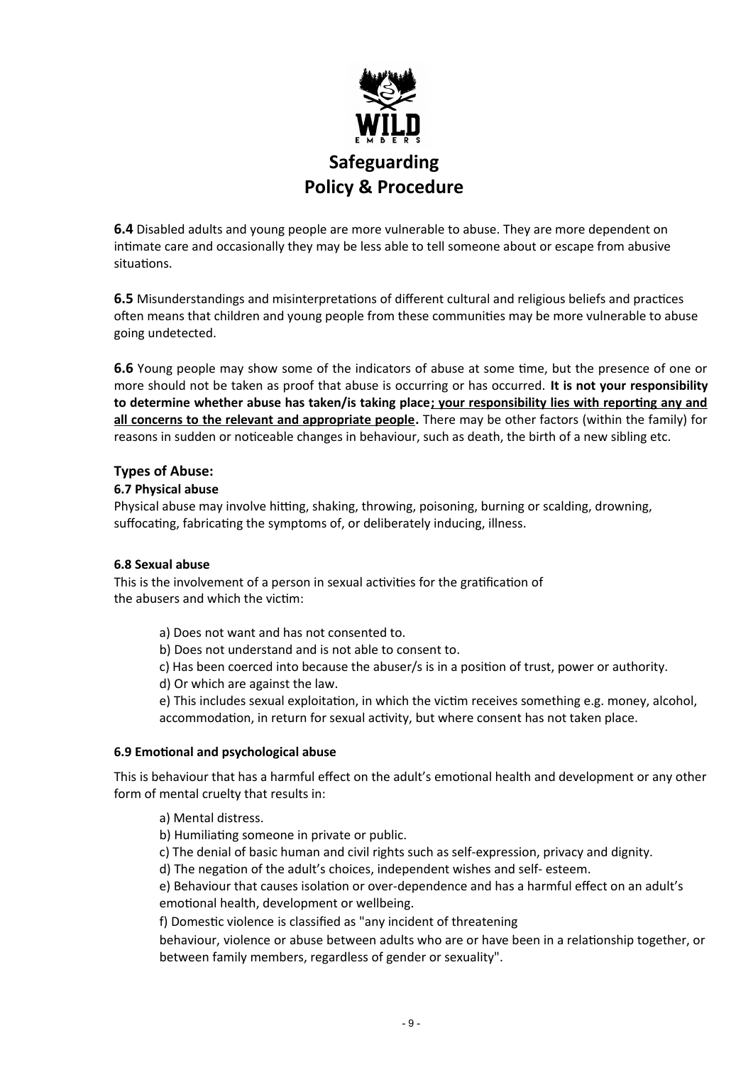# Safeguarding Policy & Procedure

**6.4** Disabled adults and young people are more vulnerable to abuse. They are more dependent on intimate care and occasionally they may be less able to tell someone about or escape from abusive situations.

**6.5** Misunderstandings and misinterpretations of different cultural and religious beliefs and practices often means that children and young people from these communities may be more vulnerable to abuse going undetected.

**6.6** Young people may show some of the indicators of abuse at some time, but the presence of one or more should not be taken as proof that abuse is occurring or has occurred. **It is not your responsibility to determine whether abuse has taken/is taking place<u>; your responsibility lies with reporting any and all concerns to the relevant and appropriate people</u>.** There may be other factors (within the family) for reasons in sudden or noticeable changes in behaviour, such as death, the birth of a new sibling etc.

## Types of Abuse:

### 6.7 Physical abuse

Physical abuse may involve hitting, shaking, throwing, poisoning, burning or scalding, drowning, suffocating, fabricating the symptoms of, or deliberately inducing, illness.

### 6.8 Sexual abuse

This is the involvement of a person in sexual activities for the gratification of the abusers and which the victim:

a) Does not want and has not consented to.

b) Does not understand and is not able to consent to.

c) Has been coerced into because the abuser/s is in a position of trust, power or authority.

d) Or which are against the law.

e) This includes sexual exploitation, in which the victim receives something e.g. money, alcohol, accommodation, in return for sexual activity, but where consent has not taken place.

### 6.9 Emotional and psychological abuse

This is behaviour that has a harmful effect on the adult's emotional health and development or any other form of mental cruelty that results in:

a) Mental distress.

b) Humiliating someone in private or public.

c) The denial of basic human and civil rights such as self-expression, privacy and dignity.

d) The negation of the adult's choices, independent wishes and self- esteem.

e) Behaviour that causes isolation or over-dependence and has a harmful effect on an adult's emotional health, development or wellbeing.

f) Domestic violence is classified as "any incident of threatening behaviour, violence or abuse between adults who are or have been in a relationship together, or between family members, regardless of gender or sexuality".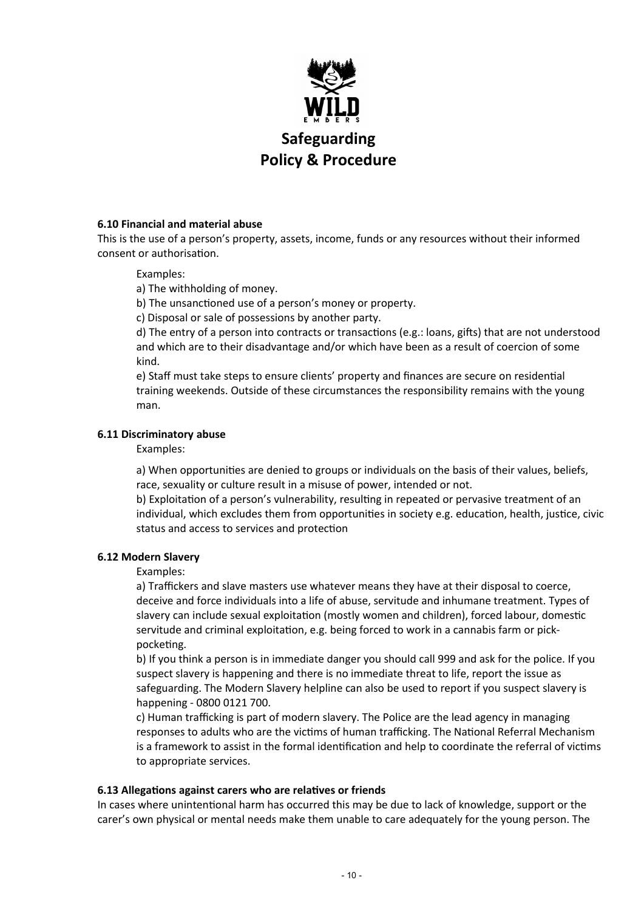### 6.10 Financial and material abuse

This is the use of a person's property, assets, income, funds or any resources without their informed consent or authorisation.

Examples:

a) The withholding of money.

b) The unsanctioned use of a person's money or property.

c) Disposal or sale of possessions by another party.

d) The entry of a person into contracts or transactions (e.g.: loans, gifts) that are not understood and which are to their disadvantage and/or which have been as a result of coercion of some kind.

e) Staff must take steps to ensure clients' property and finances are secure on residential training weekends. Outside of these circumstances the responsibility remains with the young man.

### 6.11 Discriminatory abuse

Examples:

a) When opportunities are denied to groups or individuals on the basis of their values, beliefs, race, sexuality or culture result in a misuse of power, intended or not.

b) Exploitation of a person's vulnerability, resulting in repeated or pervasive treatment of an individual, which excludes them from opportunities in society e.g. education, health, justice, civic status and access to services and protection

### 6.12 Modern Slavery

Examples:

a) Traffickers and slave masters use whatever means they have at their disposal to coerce, deceive and force individuals into a life of abuse, servitude and inhumane treatment. Types of slavery can include sexual exploitation (mostly women and children), forced labour, domestic servitude and criminal exploitation, e.g. being forced to work in a cannabis farm or pick-pocketing.

b) If you think a person is in immediate danger you should call 999 and ask for the police. If you suspect slavery is happening and there is no immediate threat to life, report the issue as safeguarding. The Modern Slavery helpline can also be used to report if you suspect slavery is happening - 0800 0121 700.

c) Human trafficking is part of modern slavery. The Police are the lead agency in managing responses to adults who are the victims of human trafficking. The National Referral Mechanism is a framework to assist in the formal identification and help to coordinate the referral of victims to appropriate services.

### 6.13 Allegations against carers who are relatives or friends

In cases where unintentional harm has occurred this may be due to lack of knowledge, support or the carer's own physical or mental needs make them unable to care adequately for the young person. The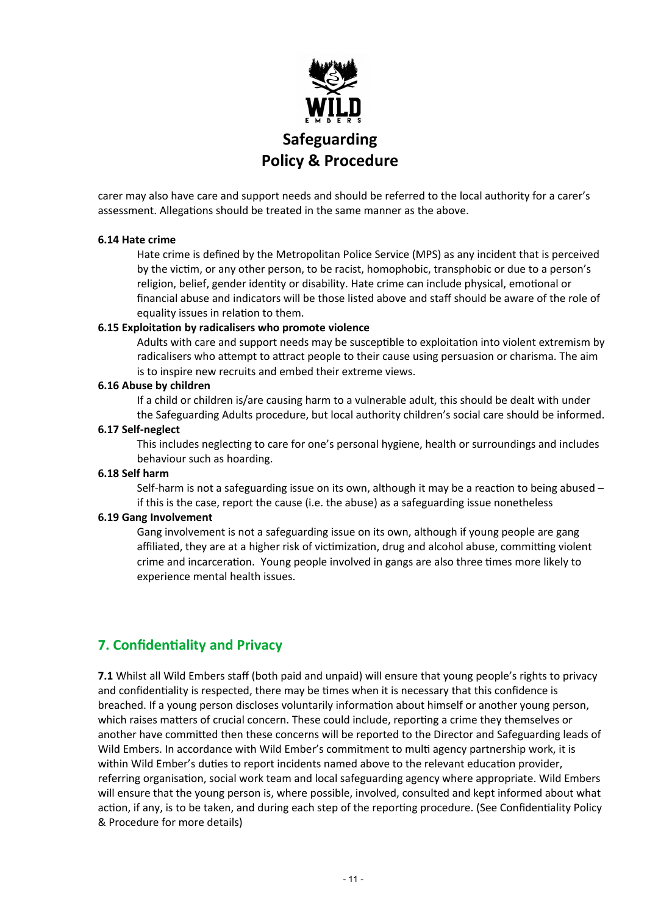carer may also have care and support needs and should be referred to the local authority for a carer's assessment. Allegations should be treated in the same manner as the above.

**6.14 Hate crime**

Hate crime is defined by the Metropolitan Police Service (MPS) as any incident that is perceived by the victim, or any other person, to be racist, homophobic, transphobic or due to a person's religion, belief, gender identity or disability. Hate crime can include physical, emotional or financial abuse and indicators will be those listed above and staff should be aware of the role of equality issues in relation to them.

**6.15 Exploitation by radicalisers who promote violence**

Adults with care and support needs may be susceptible to exploitation into violent extremism by radicalisers who attempt to attract people to their cause using persuasion or charisma. The aim is to inspire new recruits and embed their extreme views.

**6.16 Abuse by children**

If a child or children is/are causing harm to a vulnerable adult, this should be dealt with under the Safeguarding Adults procedure, but local authority children's social care should be informed.

**6.17 Self-neglect**

This includes neglecting to care for one's personal hygiene, health or surroundings and includes behaviour such as hoarding.

**6.18 Self harm**

Self-harm is not a safeguarding issue on its own, although it may be a reaction to being abused – if this is the case, report the cause (i.e. the abuse) as a safeguarding issue nonetheless

**6.19 Gang Involvement**

Gang involvement is not a safeguarding issue on its own, although if young people are gang affiliated, they are at a higher risk of victimization, drug and alcohol abuse, committing violent crime and incarceration. Young people involved in gangs are also three times more likely to experience mental health issues.

## 7. Confidentiality and Privacy

**7.1** Whilst all Wild Embers staff (both paid and unpaid) will ensure that young people's rights to privacy and confidentiality is respected, there may be times when it is necessary that this confidence is breached. If a young person discloses voluntarily information about himself or another young person, which raises matters of crucial concern. These could include, reporting a crime they themselves or another have committed then these concerns will be reported to the Director and Safeguarding leads of Wild Embers. In accordance with Wild Ember's commitment to multi agency partnership work, it is within Wild Ember's duties to report incidents named above to the relevant education provider, referring organisation, social work team and local safeguarding agency where appropriate. Wild Embers will ensure that the young person is, where possible, involved, consulted and kept informed about what action, if any, is to be taken, and during each step of the reporting procedure. (See Confidentiality Policy & Procedure for more details)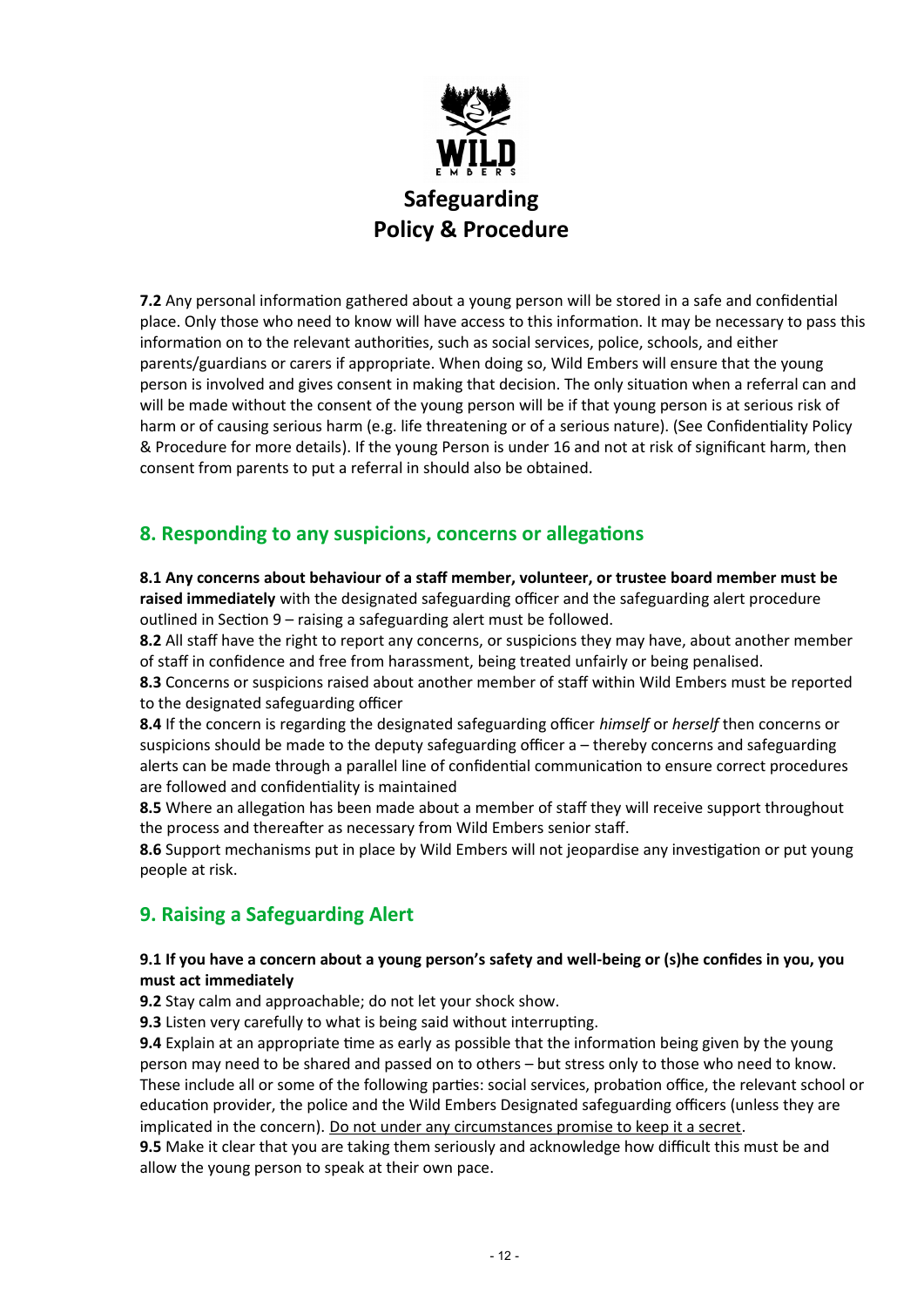**7.2** Any personal information gathered about a young person will be stored in a safe and confidential place. Only those who need to know will have access to this information. It may be necessary to pass this information on to the relevant authorities, such as social services, police, schools, and either parents/guardians or carers if appropriate. When doing so, Wild Embers will ensure that the young person is involved and gives consent in making that decision. The only situation when a referral can and will be made without the consent of the young person will be if that young person is at serious risk of harm or of causing serious harm (e.g. life threatening or of a serious nature). (See Confidentiality Policy & Procedure for more details). If the young Person is under 16 and not at risk of significant harm, then consent from parents to put a referral in should also be obtained.

## 8. Responding to any suspicions, concerns or allegations

**8.1 Any concerns about behaviour of a staff member, volunteer, or trustee board member must be raised immediately** with the designated safeguarding officer and the safeguarding alert procedure outlined in Section 9 – raising a safeguarding alert must be followed.

**8.2** All staff have the right to report any concerns, or suspicions they may have, about another member of staff in confidence and free from harassment, being treated unfairly or being penalised.

**8.3** Concerns or suspicions raised about another member of staff within Wild Embers must be reported to the designated safeguarding officer

**8.4** If the concern is regarding the designated safeguarding officer *himself* or *herself* then concerns or suspicions should be made to the deputy safeguarding officer a – thereby concerns and safeguarding alerts can be made through a parallel line of confidential communication to ensure correct procedures are followed and confidentiality is maintained

**8.5** Where an allegation has been made about a member of staff they will receive support throughout the process and thereafter as necessary from Wild Embers senior staff.

**8.6** Support mechanisms put in place by Wild Embers will not jeopardise any investigation or put young people at risk.

## 9. Raising a Safeguarding Alert

**9.1 If you have a concern about a young person's safety and well-being or (s)he confides in you, you must act immediately**

**9.2** Stay calm and approachable; do not let your shock show.

**9.3** Listen very carefully to what is being said without interrupting.

**9.4** Explain at an appropriate time as early as possible that the information being given by the young person may need to be shared and passed on to others – but stress only to those who need to know. These include all or some of the following parties: social services, probation office, the relevant school or education provider, the police and the Wild Embers Designated safeguarding officers (unless they are implicated in the concern). Do not under any circumstances promise to keep it a secret.

**9.5** Make it clear that you are taking them seriously and acknowledge how difficult this must be and allow the young person to speak at their own pace.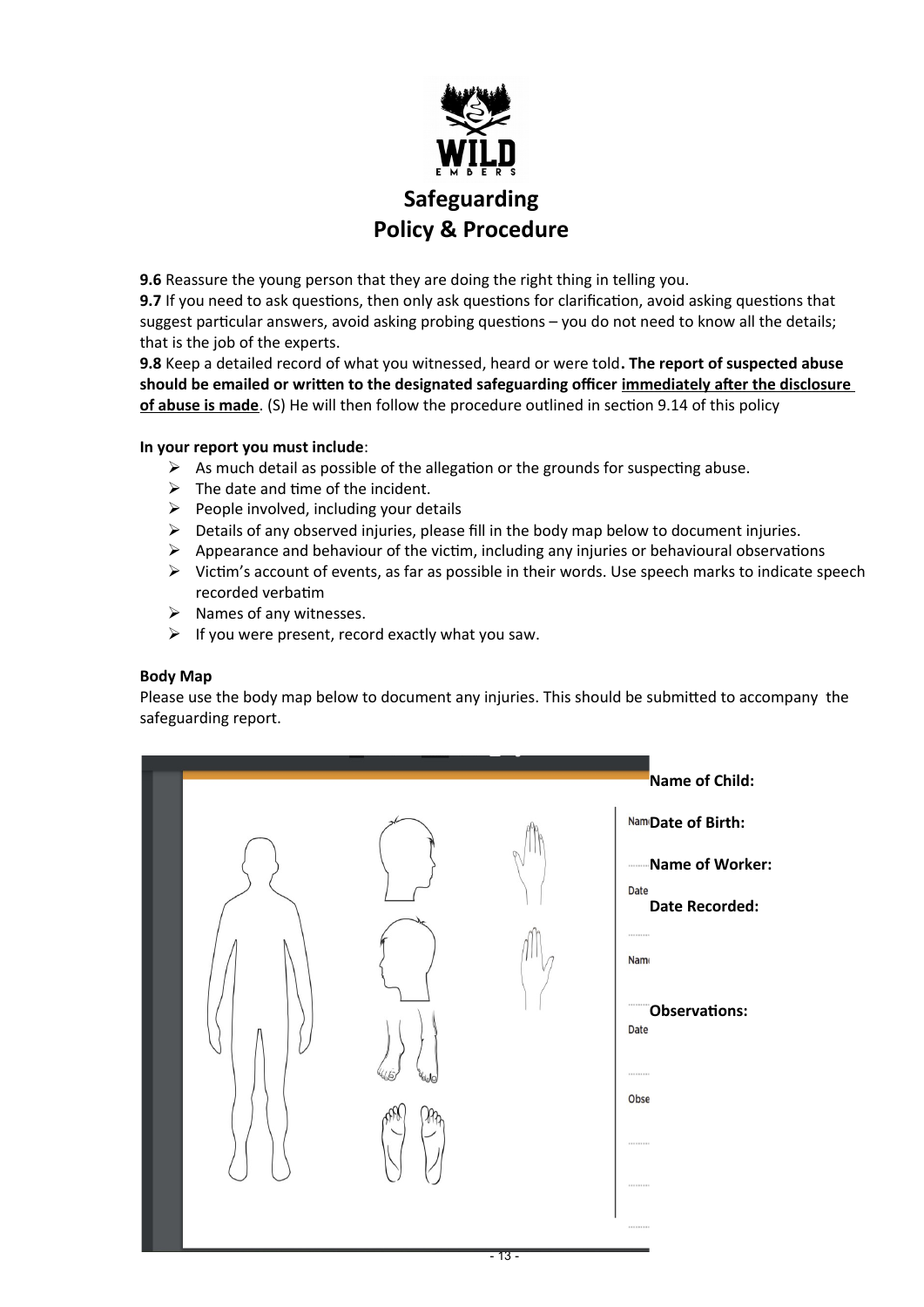# Safeguarding Policy & Procedure

**9.6** Reassure the young person that they are doing the right thing in telling you.

**9.7** If you need to ask questions, then only ask questions for clarification, avoid asking questions that suggest particular answers, avoid asking probing questions – you do not need to know all the details; that is the job of the experts.

**9.8** Keep a detailed record of what you witnessed, heard or were told**. The report of suspected abuse should be emailed or written to the designated safeguarding officer immediately after the disclosure of abuse is made**. (S) He will then follow the procedure outlined in section 9.14 of this policy

**In your report you must include**:

- As much detail as possible of the allegation or the grounds for suspecting abuse.
- The date and time of the incident.
- People involved, including your details
- Details of any observed injuries, please fill in the body map below to document injuries.
- Appearance and behaviour of the victim, including any injuries or behavioural observations
- Victim's account of events, as far as possible in their words. Use speech marks to indicate speech recorded verbatim
- Names of any witnesses.
- If you were present, record exactly what you saw.

**Body Map**

Please use the body map below to document any injuries. This should be submitted to accompany the safeguarding report.

**Name of Child:**

**Date of Birth:**

**Name of Worker:**

**Date Recorded:**

**Observations:**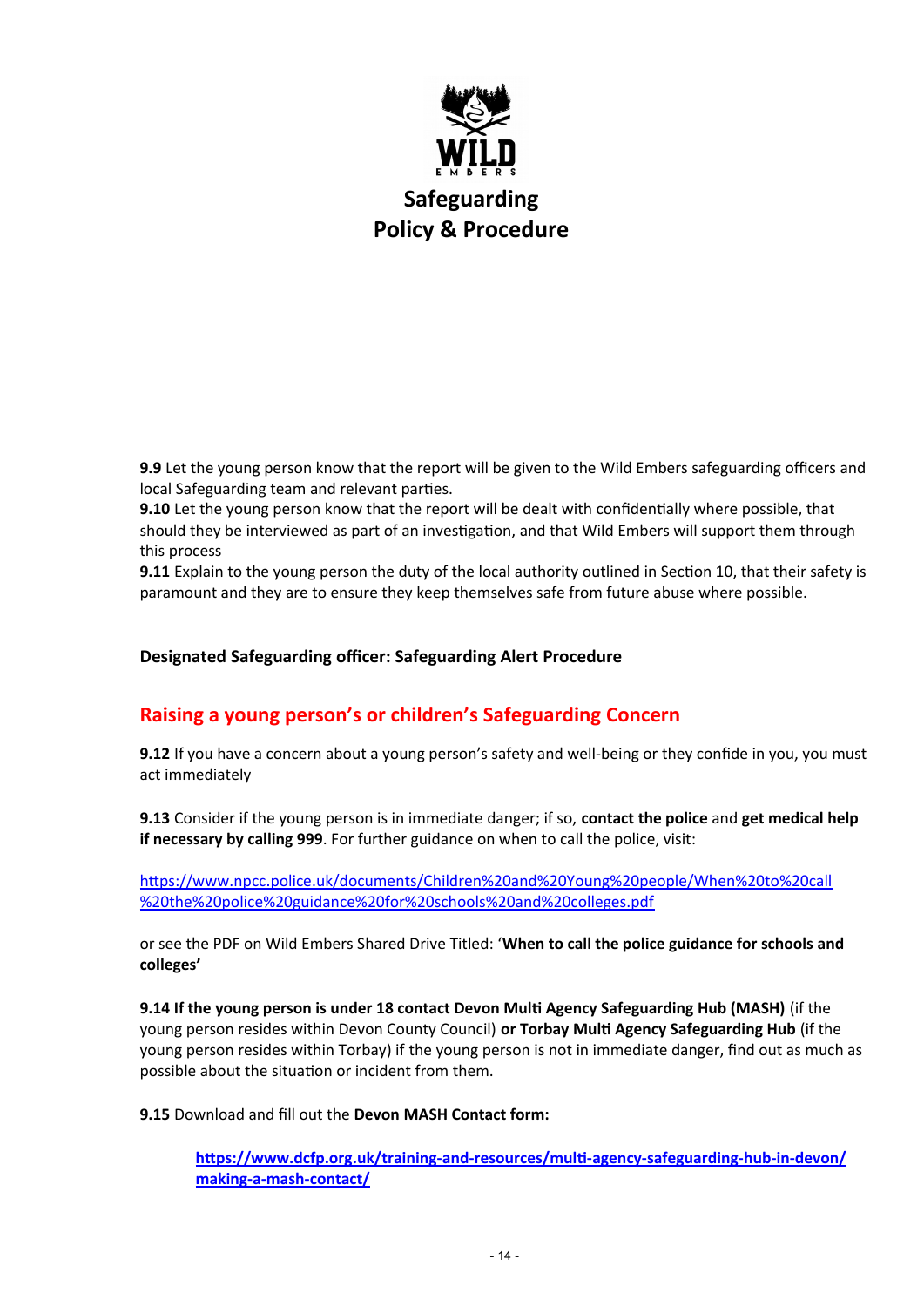**Safeguarding Policy & Procedure**

**9.9** Let the young person know that the report will be given to the Wild Embers safeguarding officers and local Safeguarding team and relevant parties.
**9.10** Let the young person know that the report will be dealt with confidentially where possible, that should they be interviewed as part of an investigation, and that Wild Embers will support them through this process
**9.11** Explain to the young person the duty of the local authority outlined in Section 10, that their safety is paramount and they are to ensure they keep themselves safe from future abuse where possible.

**Designated Safeguarding officer: Safeguarding Alert Procedure**

## Raising a young person's or children's Safeguarding Concern

**9.12** If you have a concern about a young person's safety and well-being or they confide in you, you must act immediately

**9.13** Consider if the young person is in immediate danger; if so, **contact the police** and **get medical help if necessary by calling 999**. For further guidance on when to call the police, visit:

https://www.npcc.police.uk/documents/Children%20and%20Young%20people/When%20to%20call%20the%20police%20guidance%20for%20schools%20and%20colleges.pdf

or see the PDF on Wild Embers Shared Drive Titled: '**When to call the police guidance for schools and colleges'**

**9.14 If the young person is under 18 contact Devon Multi Agency Safeguarding Hub (MASH)** (if the young person resides within Devon County Council) **or Torbay Multi Agency Safeguarding Hub** (if the young person resides within Torbay) if the young person is not in immediate danger, find out as much as possible about the situation or incident from them.

**9.15** Download and fill out the **Devon MASH Contact form:**

> **https://www.dcfp.org.uk/training-and-resources/multi-agency-safeguarding-hub-in-devon/making-a-mash-contact/**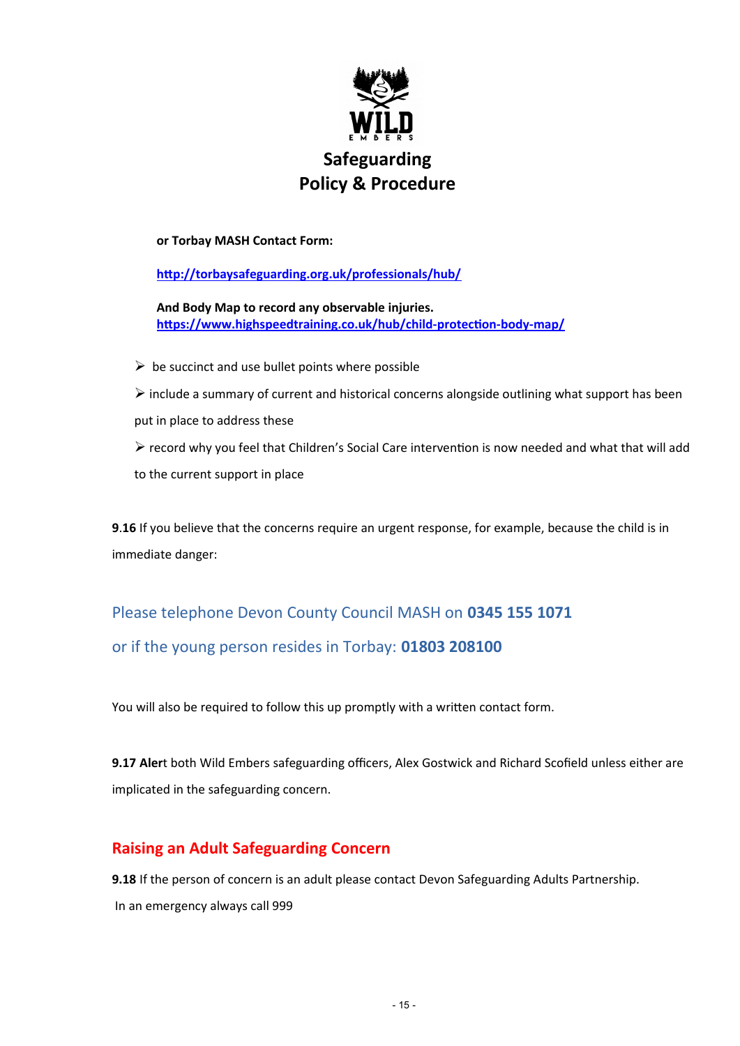**or Torbay MASH Contact Form:**

**http://torbaysafeguarding.org.uk/professionals/hub/**

**And Body Map to record any observable injuries.**
**https://www.highspeedtraining.co.uk/hub/child-protection-body-map/**

- be succinct and use bullet points where possible
- include a summary of current and historical concerns alongside outlining what support has been put in place to address these
- record why you feel that Children's Social Care intervention is now needed and what that will add to the current support in place

**9.16** If you believe that the concerns require an urgent response, for example, because the child is in immediate danger:

Please telephone Devon County Council MASH on **0345 155 1071**

or if the young person resides in Torbay: **01803 208100**

You will also be required to follow this up promptly with a written contact form.

**9.17 Aler**t both Wild Embers safeguarding officers, Alex Gostwick and Richard Scofield unless either are implicated in the safeguarding concern.

## Raising an Adult Safeguarding Concern

**9.18** If the person of concern is an adult please contact Devon Safeguarding Adults Partnership.

In an emergency always call 999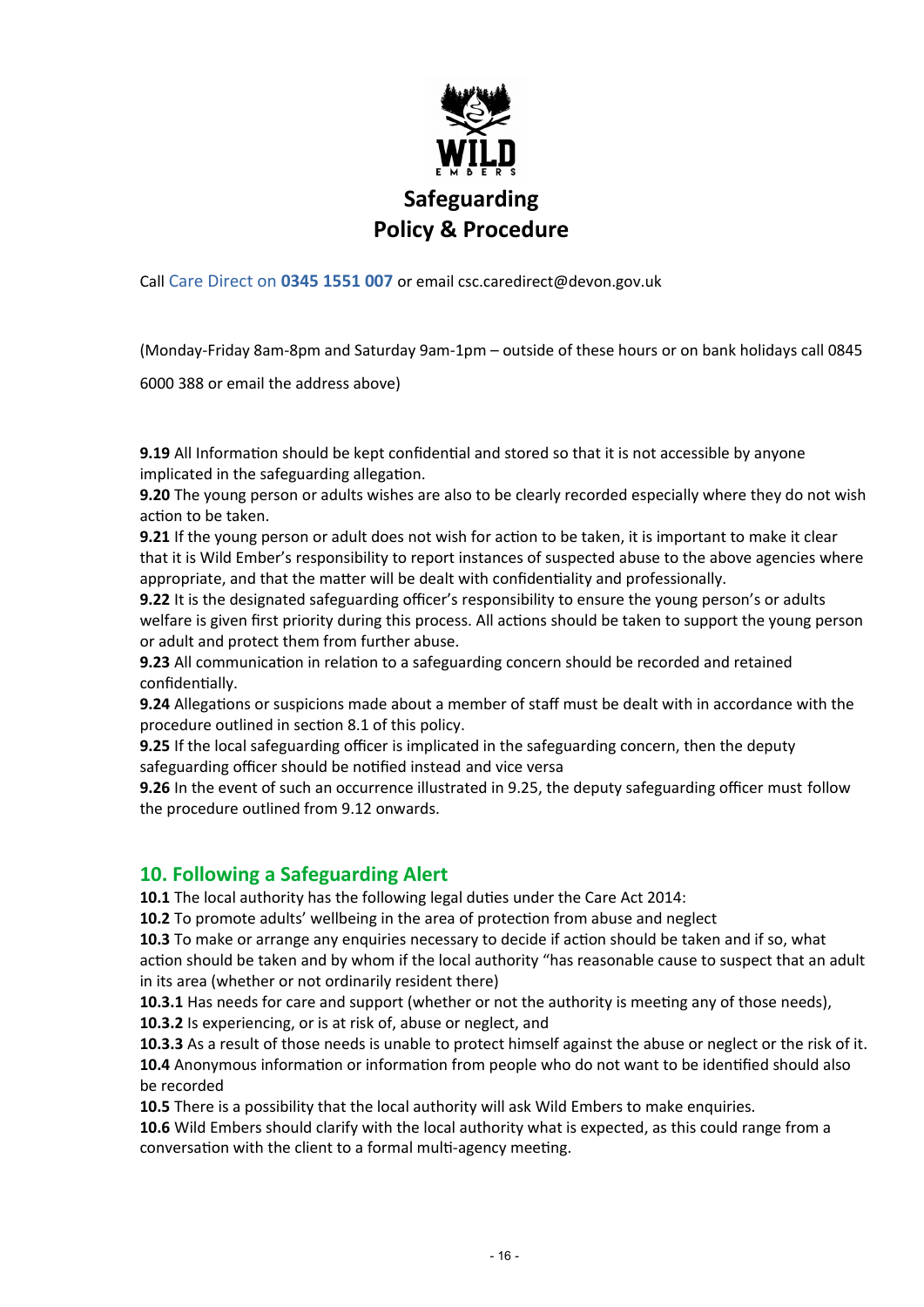# Safeguarding Policy & Procedure

Call Care Direct on **0345 1551 007** or email csc.caredirect@devon.gov.uk

(Monday-Friday 8am-8pm and Saturday 9am-1pm – outside of these hours or on bank holidays call 0845 6000 388 or email the address above)

**9.19** All Information should be kept confidential and stored so that it is not accessible by anyone implicated in the safeguarding allegation.
**9.20** The young person or adults wishes are also to be clearly recorded especially where they do not wish action to be taken.
**9.21** If the young person or adult does not wish for action to be taken, it is important to make it clear that it is Wild Ember's responsibility to report instances of suspected abuse to the above agencies where appropriate, and that the matter will be dealt with confidentiality and professionally.
**9.22** It is the designated safeguarding officer's responsibility to ensure the young person's or adults welfare is given first priority during this process. All actions should be taken to support the young person or adult and protect them from further abuse.
**9.23** All communication in relation to a safeguarding concern should be recorded and retained confidentially.
**9.24** Allegations or suspicions made about a member of staff must be dealt with in accordance with the procedure outlined in section 8.1 of this policy.
**9.25** If the local safeguarding officer is implicated in the safeguarding concern, then the deputy safeguarding officer should be notified instead and vice versa
**9.26** In the event of such an occurrence illustrated in 9.25, the deputy safeguarding officer must follow the procedure outlined from 9.12 onwards.

## 10. Following a Safeguarding Alert

**10.1** The local authority has the following legal duties under the Care Act 2014:
**10.2** To promote adults' wellbeing in the area of protection from abuse and neglect
**10.3** To make or arrange any enquiries necessary to decide if action should be taken and if so, what action should be taken and by whom if the local authority "has reasonable cause to suspect that an adult in its area (whether or not ordinarily resident there)
**10.3.1** Has needs for care and support (whether or not the authority is meeting any of those needs),
**10.3.2** Is experiencing, or is at risk of, abuse or neglect, and
**10.3.3** As a result of those needs is unable to protect himself against the abuse or neglect or the risk of it.
**10.4** Anonymous information or information from people who do not want to be identified should also be recorded
**10.5** There is a possibility that the local authority will ask Wild Embers to make enquiries.
**10.6** Wild Embers should clarify with the local authority what is expected, as this could range from a conversation with the client to a formal multi-agency meeting.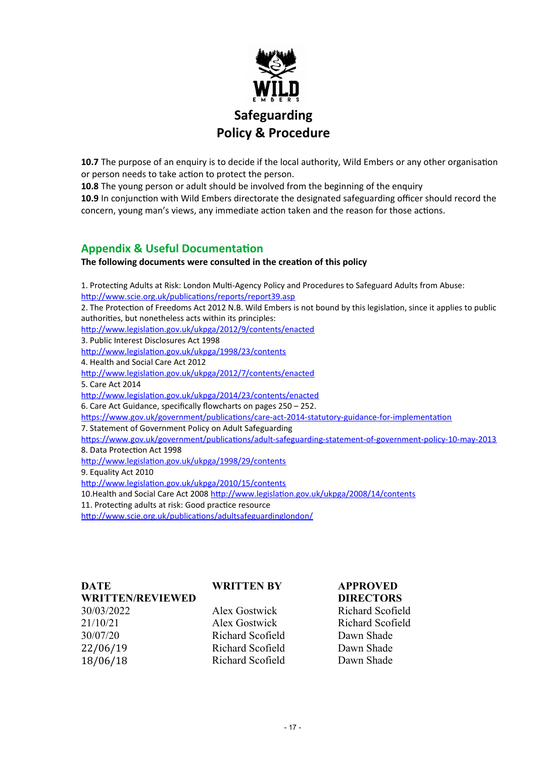# Safeguarding Policy & Procedure

**10.7** The purpose of an enquiry is to decide if the local authority, Wild Embers or any other organisation or person needs to take action to protect the person.
**10.8** The young person or adult should be involved from the beginning of the enquiry
**10.9** In conjunction with Wild Embers directorate the designated safeguarding officer should record the concern, young man's views, any immediate action taken and the reason for those actions.

## Appendix & Useful Documentation

**The following documents were consulted in the creation of this policy**

1. Protecting Adults at Risk: London Multi-Agency Policy and Procedures to Safeguard Adults from Abuse: http://www.scie.org.uk/publications/reports/report39.asp
2. The Protection of Freedoms Act 2012 N.B. Wild Embers is not bound by this legislation, since it applies to public authorities, but nonetheless acts within its principles: http://www.legislation.gov.uk/ukpga/2012/9/contents/enacted
3. Public Interest Disclosures Act 1998 http://www.legislation.gov.uk/ukpga/1998/23/contents
4. Health and Social Care Act 2012 http://www.legislation.gov.uk/ukpga/2012/7/contents/enacted
5. Care Act 2014 http://www.legislation.gov.uk/ukpga/2014/23/contents/enacted
6. Care Act Guidance, specifically flowcharts on pages 250 – 252. https://www.gov.uk/government/publications/care-act-2014-statutory-guidance-for-implementation
7. Statement of Government Policy on Adult Safeguarding https://www.gov.uk/government/publications/adult-safeguarding-statement-of-government-policy-10-may-2013
8. Data Protection Act 1998 http://www.legislation.gov.uk/ukpga/1998/29/contents
9. Equality Act 2010 http://www.legislation.gov.uk/ukpga/2010/15/contents
10. Health and Social Care Act 2008 http://www.legislation.gov.uk/ukpga/2008/14/contents
11. Protecting adults at risk: Good practice resource http://www.scie.org.uk/publications/adultsafeguardinglondon/

| DATE WRITTEN/REVIEWED | WRITTEN BY | APPROVED DIRECTORS |
|---|---|---|
| 30/03/2022 | Alex Gostwick | Richard Scofield |
| 21/10/21 | Alex Gostwick | Richard Scofield |
| 30/07/20 | Richard Scofield | Dawn Shade |
| 22/06/19 | Richard Scofield | Dawn Shade |
| 18/06/18 | Richard Scofield | Dawn Shade |